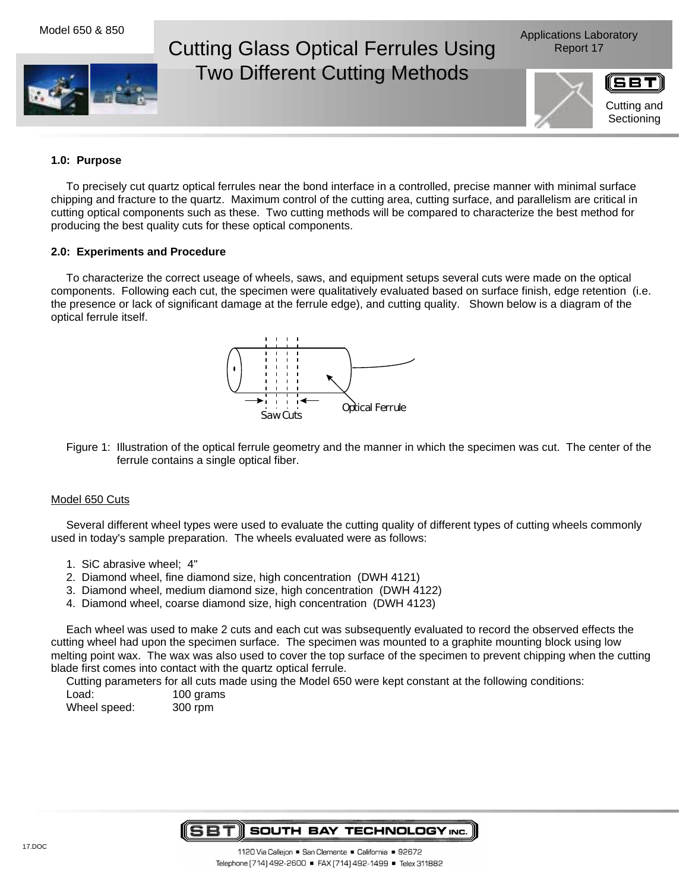Model 650 & 850

# Cutting Glass Optical Ferrules Using Two Different Cutting Methods

Applications Laboratory Report 17

Cutting and Sectioning

### 1.0: Purpose

To precisely cut quartz optical ferrules near the bond interface in a controlled, precise manner with minimal surface chipping and fracture to the quartz. Maximum control of the cutting area, cutting surface, and parallelism are critical in cutting optical components such as these. Two cutting methods will be compared to characterize the best method for producing the best quality cuts for these optical components.

### 2.0: Experiments and Procedure

To characterize the correct useage of wheels, saws, and equipment setups several cuts were made on the optical components. Following each cut, the specimen were qualitatively evaluated based on surface finish, edge retention (i.e. the presence or lack of significant damage at the ferrule edge), and cutting quality. Shown below is a diagram of the optical ferrule itself.

Saw Cuts

Optical Ferrule

Figure 1: Illustration of the optical ferrule geometry and the manner in which the specimen was cut. The center of the ferrule contains a single optical fiber.

Model 650 Cuts

Several different wheel types were used to evaluate the cutting quality of different types of cutting wheels commonly used in today's sample preparation. The wheels evaluated were as follows:

1. SiC abrasive wheel; 4"
2. Diamond wheel, fine diamond size, high concentration (DWH 4121)
3. Diamond wheel, medium diamond size, high concentration (DWH 4122)
4. Diamond wheel, coarse diamond size, high concentration (DWH 4123)

Each wheel was used to make 2 cuts and each cut was subsequently evaluated to record the observed effects the cutting wheel had upon the specimen surface. The specimen was mounted to a graphite mounting block using low melting point wax. The wax was also used to cover the top surface of the specimen to prevent chipping when the cutting blade first comes into contact with the quartz optical ferrule.

Cutting parameters for all cuts made using the Model 650 were kept constant at the following conditions:

Load: 100 grams
Wheel speed: 300 rpm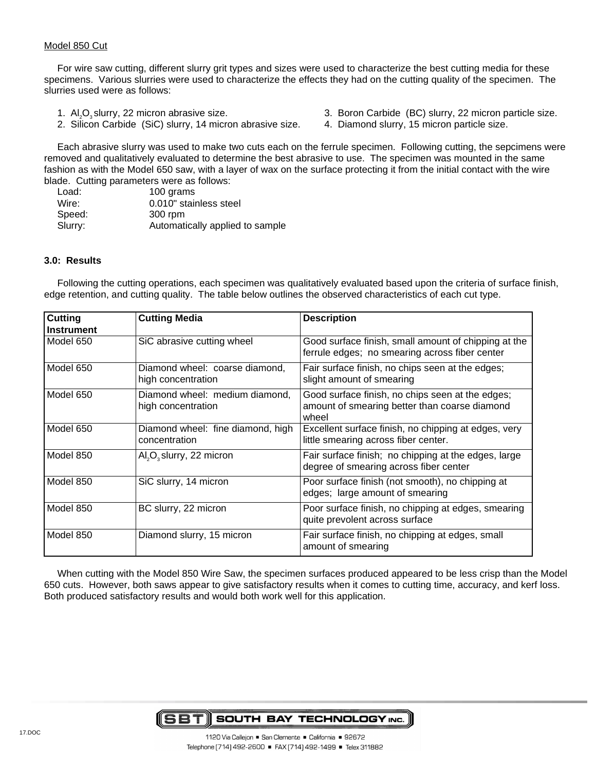Model 850 Cut

For wire saw cutting, different slurry grit types and sizes were used to characterize the best cutting media for these specimens. Various slurries were used to characterize the effects they had on the cutting quality of the specimen. The slurries used were as follows:

1. $Al_2O_3$ slurry, 22 micron abrasive size.
2. Silicon Carbide (SiC) slurry, 14 micron abrasive size.
3. Boron Carbide (BC) slurry, 22 micron particle size.
4. Diamond slurry, 15 micron particle size.

Each abrasive slurry was used to make two cuts each on the ferrule specimen. Following cutting, the sepcimens were removed and qualitatively evaluated to determine the best abrasive to use. The specimen was mounted in the same fashion as with the Model 650 saw, with a layer of wax on the surface protecting it from the initial contact with the wire blade. Cutting parameters were as follows:

Load: 100 grams
Wire: 0.010" stainless steel
Speed: 300 rpm
Slurry: Automatically applied to sample

**3.0: Results**

Following the cutting operations, each specimen was qualitatively evaluated based upon the criteria of surface finish, edge retention, and cutting quality. The table below outlines the observed characteristics of each cut type.

| Cutting Instrument | Cutting Media | Description |
|---|---|---|
| Model 650 | SiC abrasive cutting wheel | Good surface finish, small amount of chipping at the ferrule edges; no smearing across fiber center |
| Model 650 | Diamond wheel: coarse diamond, high concentration | Fair surface finish, no chips seen at the edges; slight amount of smearing |
| Model 650 | Diamond wheel: medium diamond, high concentration | Good surface finish, no chips seen at the edges; amount of smearing better than coarse diamond wheel |
| Model 650 | Diamond wheel: fine diamond, high concentration | Excellent surface finish, no chipping at edges, very little smearing across fiber center. |
| Model 850 | $Al_2O_3$ slurry, 22 micron | Fair surface finish; no chipping at the edges, large degree of smearing across fiber center |
| Model 850 | SiC slurry, 14 micron | Poor surface finish (not smooth), no chipping at edges; large amount of smearing |
| Model 850 | BC slurry, 22 micron | Poor surface finish, no chipping at edges, smearing quite prevolent across surface |
| Model 850 | Diamond slurry, 15 micron | Fair surface finish, no chipping at edges, small amount of smearing |

When cutting with the Model 850 Wire Saw, the specimen surfaces produced appeared to be less crisp than the Model 650 cuts. However, both saws appear to give satisfactory results when it comes to cutting time, accuracy, and kerf loss. Both produced satisfactory results and would both work well for this application.